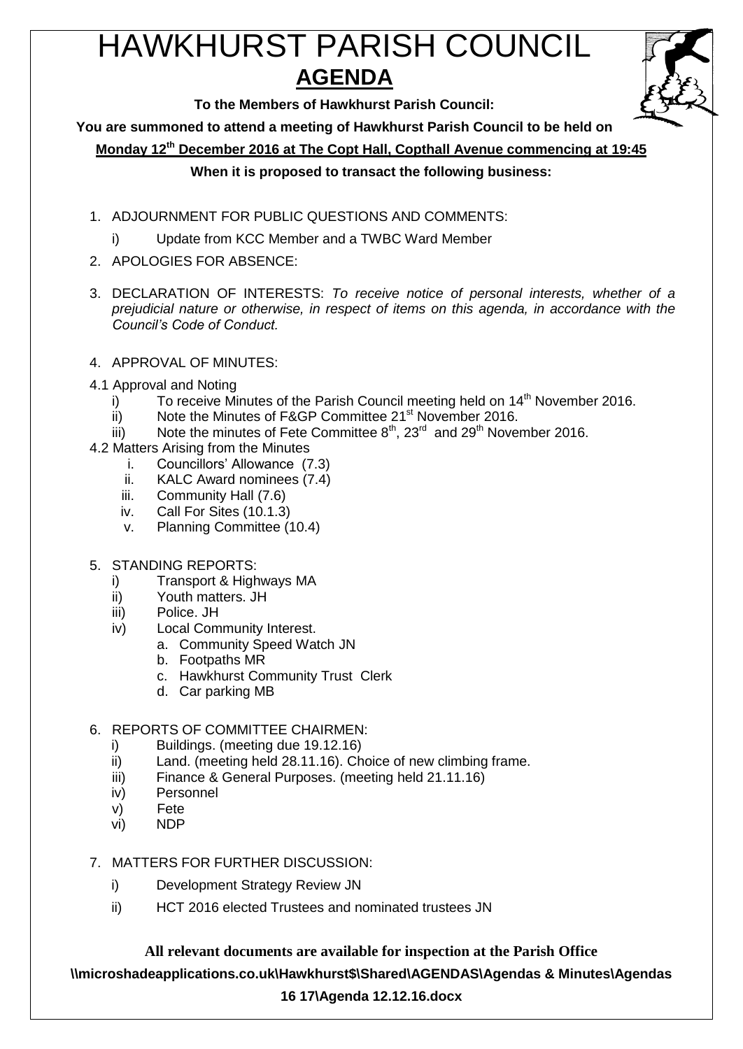# HAWKHURST PARISH COUNCIL

## AGENDA

**To the Members of Hawkhurst Parish Council:**

**You are summoned to attend a meeting of Hawkhurst Parish Council to be held on**

**Monday 12th December 2016 at The Copt Hall, Copthall Avenue commencing at 19:45**

**When it is proposed to transact the following business:**

1. ADJOURNMENT FOR PUBLIC QUESTIONS AND COMMENTS:
   i) Update from KCC Member and a TWBC Ward Member
2. APOLOGIES FOR ABSENCE:
3. DECLARATION OF INTERESTS: *To receive notice of personal interests, whether of a prejudicial nature or otherwise, in respect of items on this agenda, in accordance with the Council's Code of Conduct.*
4. APPROVAL OF MINUTES:

4.1 Approval and Noting
   i) To receive Minutes of the Parish Council meeting held on 14th November 2016.
   ii) Note the Minutes of F&GP Committee 21st November 2016.
   iii) Note the minutes of Fete Committee 8th, 23rd and 29th November 2016.

4.2 Matters Arising from the Minutes
   i. Councillors' Allowance (7.3)
   ii. KALC Award nominees (7.4)
   iii. Community Hall (7.6)
   iv. Call For Sites (10.1.3)
   v. Planning Committee (10.4)

5. STANDING REPORTS:
   i) Transport & Highways MA
   ii) Youth matters. JH
   iii) Police. JH
   iv) Local Community Interest.
      a. Community Speed Watch JN
      b. Footpaths MR
      c. Hawkhurst Community Trust Clerk
      d. Car parking MB

6. REPORTS OF COMMITTEE CHAIRMEN:
   i) Buildings. (meeting due 19.12.16)
   ii) Land. (meeting held 28.11.16). Choice of new climbing frame.
   iii) Finance & General Purposes. (meeting held 21.11.16)
   iv) Personnel
   v) Fete
   vi) NDP

7. MATTERS FOR FURTHER DISCUSSION:
   i) Development Strategy Review JN
   ii) HCT 2016 elected Trustees and nominated trustees JN

**All relevant documents are available for inspection at the Parish Office**

**\\microshadeapplications.co.uk\Hawkhurst$\Shared\AGENDAS\Agendas & Minutes\Agendas 16 17\Agenda 12.12.16.docx**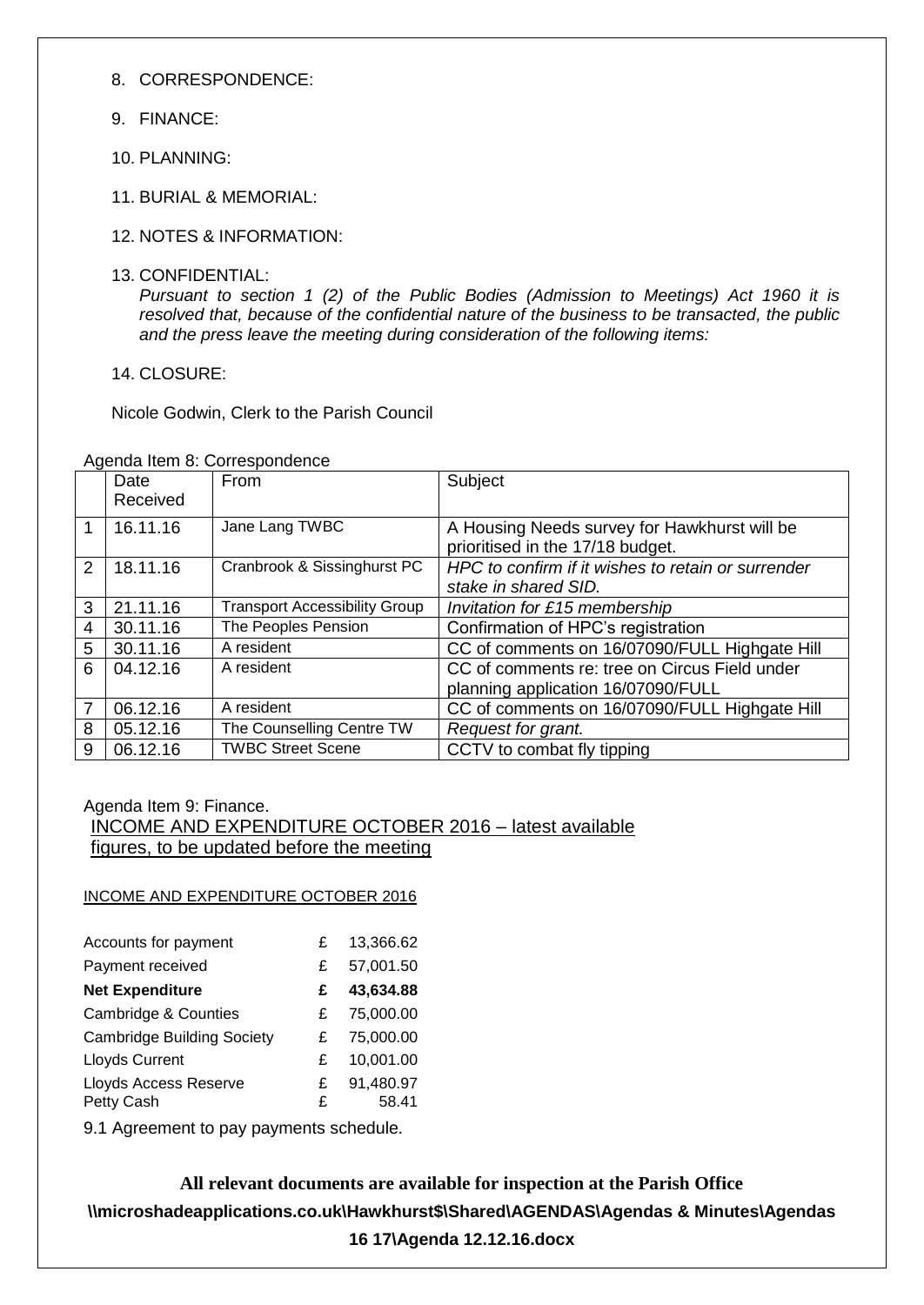8. CORRESPONDENCE:

9. FINANCE:

10. PLANNING:

11. BURIAL & MEMORIAL:

12. NOTES & INFORMATION:

13. CONFIDENTIAL:
*Pursuant to section 1 (2) of the Public Bodies (Admission to Meetings) Act 1960 it is resolved that, because of the confidential nature of the business to be transacted, the public and the press leave the meeting during consideration of the following items:*

14. CLOSURE:

Nicole Godwin, Clerk to the Parish Council

Agenda Item 8: Correspondence

| | Date Received | From | Subject |
|---|---|---|---|
| 1 | 16.11.16 | Jane Lang TWBC | A Housing Needs survey for Hawkhurst will be prioritised in the 17/18 budget. |
| 2 | 18.11.16 | Cranbrook & Sissinghurst PC | *HPC to confirm if it wishes to retain or surrender stake in shared SID.* |
| 3 | 21.11.16 | Transport Accessibility Group | *Invitation for £15 membership* |
| 4 | 30.11.16 | The Peoples Pension | Confirmation of HPC's registration |
| 5 | 30.11.16 | A resident | CC of comments on 16/07090/FULL Highgate Hill |
| 6 | 04.12.16 | A resident | CC of comments re: tree on Circus Field under planning application 16/07090/FULL |
| 7 | 06.12.16 | A resident | CC of comments on 16/07090/FULL Highgate Hill |
| 8 | 05.12.16 | The Counselling Centre TW | *Request for grant.* |
| 9 | 06.12.16 | TWBC Street Scene | CCTV to combat fly tipping |

Agenda Item 9: Finance.

INCOME AND EXPENDITURE OCTOBER 2016 – latest available figures, to be updated before the meeting

INCOME AND EXPENDITURE OCTOBER 2016

| | | |
|---|---|---|
| Accounts for payment | £ | 13,366.62 |
| Payment received | £ | 57,001.50 |
| **Net Expenditure** | **£** | **43,634.88** |
| Cambridge & Counties | £ | 75,000.00 |
| Cambridge Building Society | £ | 75,000.00 |
| Lloyds Current | £ | 10,001.00 |
| Lloyds Access Reserve | £ | 91,480.97 |
| Petty Cash | £ | 58.41 |

9.1 Agreement to pay payments schedule.

**All relevant documents are available for inspection at the Parish Office**

**\\microshadeapplications.co.uk\Hawkhurst$\Shared\AGENDAS\Agendas & Minutes\Agendas 16 17\Agenda 12.12.16.docx**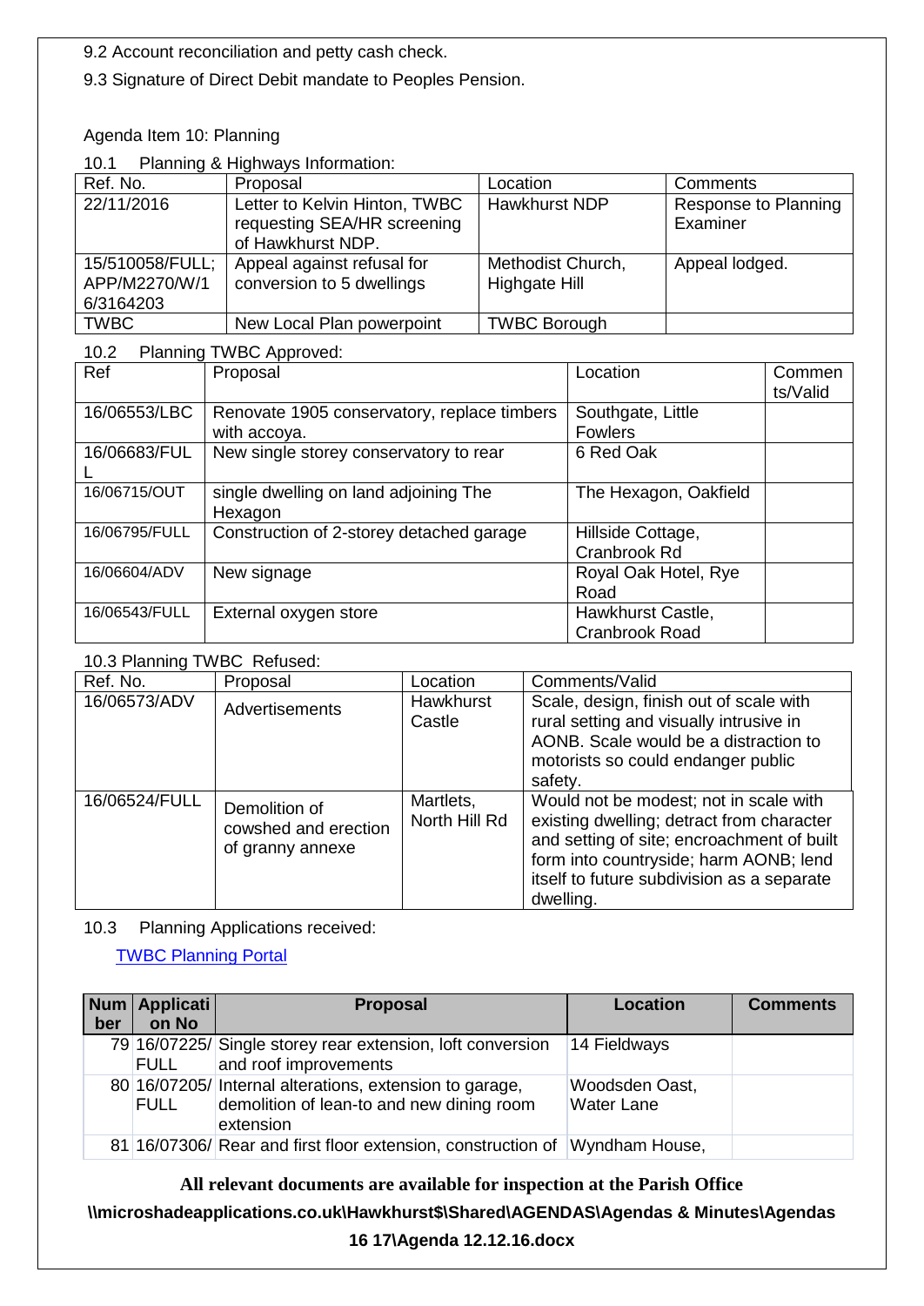9.2 Account reconciliation and petty cash check.

9.3 Signature of Direct Debit mandate to Peoples Pension.

Agenda Item 10: Planning

10.1 Planning & Highways Information:

| Ref. No. | Proposal | Location | Comments |
|---|---|---|---|
| 22/11/2016 | Letter to Kelvin Hinton, TWBC requesting SEA/HR screening of Hawkhurst NDP. | Hawkhurst NDP | Response to Planning Examiner |
| 15/510058/FULL; APP/M2270/W/16/3164203 | Appeal against refusal for conversion to 5 dwellings | Methodist Church, Highgate Hill | Appeal lodged. |
| TWBC | New Local Plan powerpoint | TWBC Borough | |

10.2 Planning TWBC Approved:

| Ref | Proposal | Location | Comments/Valid |
|---|---|---|---|
| 16/06553/LBC | Renovate 1905 conservatory, replace timbers with accoya. | Southgate, Little Fowlers | |
| 16/06683/FULL | New single storey conservatory to rear | 6 Red Oak | |
| 16/06715/OUT | single dwelling on land adjoining The Hexagon | The Hexagon, Oakfield | |
| 16/06795/FULL | Construction of 2-storey detached garage | Hillside Cottage, Cranbrook Rd | |
| 16/06604/ADV | New signage | Royal Oak Hotel, Rye Road | |
| 16/06543/FULL | External oxygen store | Hawkhurst Castle, Cranbrook Road | |

10.3 Planning TWBC Refused:

| Ref. No. | Proposal | Location | Comments/Valid |
|---|---|---|---|
| 16/06573/ADV | Advertisements | Hawkhurst Castle | Scale, design, finish out of scale with rural setting and visually intrusive in AONB. Scale would be a distraction to motorists so could endanger public safety. |
| 16/06524/FULL | Demolition of cowshed and erection of granny annexe | Martlets, North Hill Rd | Would not be modest; not in scale with existing dwelling; detract from character and setting of site; encroachment of built form into countryside; harm AONB; lend itself to future subdivision as a separate dwelling. |

10.3 Planning Applications received:

TWBC Planning Portal

| Number | Application No | Proposal | Location | Comments |
|---|---|---|---|---|
| 79 | 16/07225/FULL | Single storey rear extension, loft conversion and roof improvements | 14 Fieldways | |
| 80 | 16/07205/FULL | Internal alterations, extension to garage, demolition of lean-to and new dining room extension | Woodsden Oast, Water Lane | |
| 81 | 16/07306/ | Rear and first floor extension, construction of | Wyndham House, | |

**All relevant documents are available for inspection at the Parish Office**

**\\microshadeapplications.co.uk\Hawkhurst$\Shared\AGENDAS\Agendas & Minutes\Agendas 16 17\Agenda 12.12.16.docx**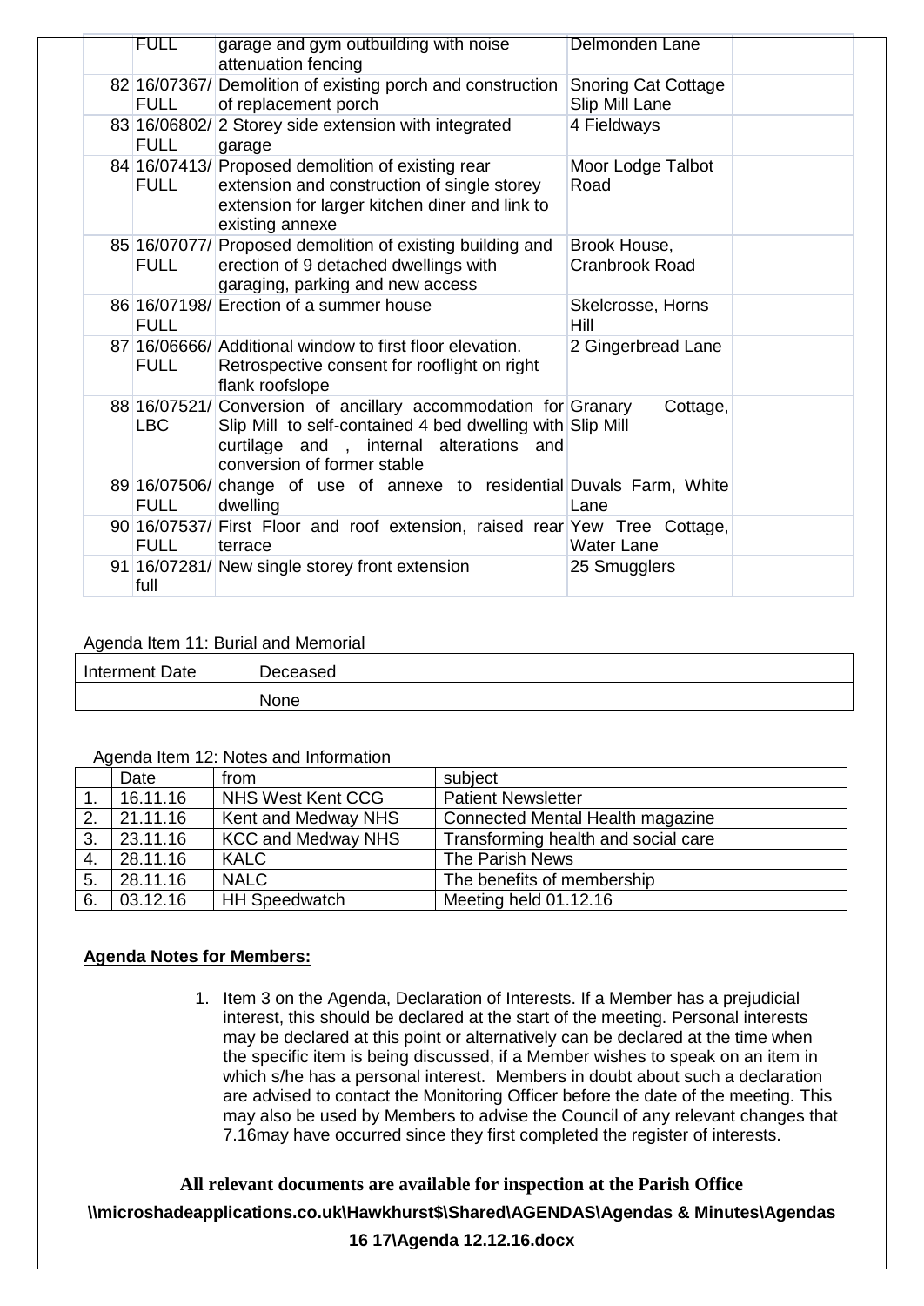| | | | | |
|---|---|---|---|---|
| | FULL | garage and gym outbuilding with noise attenuation fencing | Delmonden Lane | |
| 82 | 16/07367/ FULL | Demolition of existing porch and construction of replacement porch | Snoring Cat Cottage Slip Mill Lane | |
| 83 | 16/06802/ FULL | 2 Storey side extension with integrated garage | 4 Fieldways | |
| 84 | 16/07413/ FULL | Proposed demolition of existing rear extension and construction of single storey extension for larger kitchen diner and link to existing annexe | Moor Lodge Talbot Road | |
| 85 | 16/07077/ FULL | Proposed demolition of existing building and erection of 9 detached dwellings with garaging, parking and new access | Brook House, Cranbrook Road | |
| 86 | 16/07198/ FULL | Erection of a summer house | Skelcrosse, Horns Hill | |
| 87 | 16/06666/ FULL | Additional window to first floor elevation. Retrospective consent for rooflight on right flank roofslope | 2 Gingerbread Lane | |
| 88 | 16/07521/ LBC | Conversion of ancillary accommodation for Slip Mill to self-contained 4 bed dwelling with curtilage and , internal alterations and conversion of former stable | Granary Cottage, Slip Mill | |
| 89 | 16/07506/ FULL | change of use of annexe to residential dwelling | Duvals Farm, White Lane | |
| 90 | 16/07537/ FULL | First Floor and roof extension, raised rear terrace | Yew Tree Cottage, Water Lane | |
| 91 | 16/07281/ full | New single storey front extension | 25 Smugglers | |

Agenda Item 11: Burial and Memorial

| Interment Date | Deceased | |
|---|---|---|
| | None | |

Agenda Item 12: Notes and Information

| | Date | from | subject |
|---|---|---|---|
| 1. | 16.11.16 | NHS West Kent CCG | Patient Newsletter |
| 2. | 21.11.16 | Kent and Medway NHS | Connected Mental Health magazine |
| 3. | 23.11.16 | KCC and Medway NHS | Transforming health and social care |
| 4. | 28.11.16 | KALC | The Parish News |
| 5. | 28.11.16 | NALC | The benefits of membership |
| 6. | 03.12.16 | HH Speedwatch | Meeting held 01.12.16 |

**Agenda Notes for Members:**

1. Item 3 on the Agenda, Declaration of Interests. If a Member has a prejudicial interest, this should be declared at the start of the meeting. Personal interests may be declared at this point or alternatively can be declared at the time when the specific item is being discussed, if a Member wishes to speak on an item in which s/he has a personal interest. Members in doubt about such a declaration are advised to contact the Monitoring Officer before the date of the meeting. This may also be used by Members to advise the Council of any relevant changes that 7.16may have occurred since they first completed the register of interests.

**All relevant documents are available for inspection at the Parish Office**

**\\microshadeapplications.co.uk\Hawkhurst$\Shared\AGENDAS\Agendas & Minutes\Agendas 16 17\Agenda 12.12.16.docx**